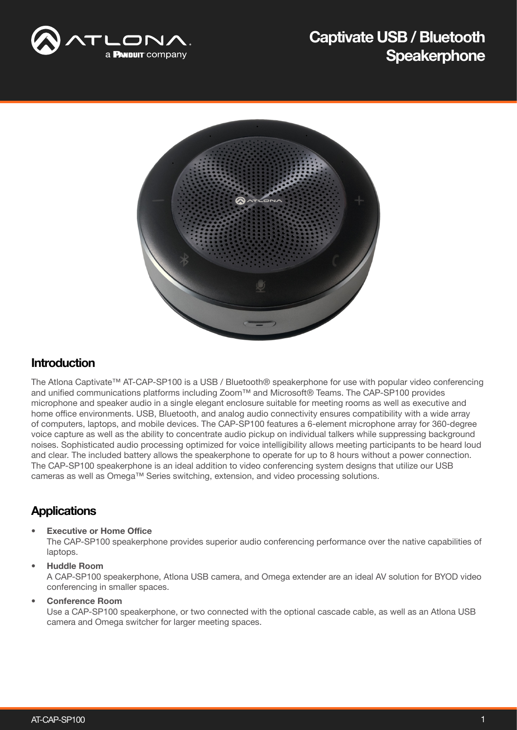# Captivate USB / Bluetooth Speakerphone

## Introduction

The Atlona Captivate™ AT-CAP-SP100 is a USB / Bluetooth® speakerphone for use with popular video conferencing and unified communications platforms including Zoom™ and Microsoft® Teams. The CAP-SP100 provides microphone and speaker audio in a single elegant enclosure suitable for meeting rooms as well as executive and home office environments. USB, Bluetooth, and analog audio connectivity ensures compatibility with a wide array of computers, laptops, and mobile devices. The CAP-SP100 features a 6-element microphone array for 360-degree voice capture as well as the ability to concentrate audio pickup on individual talkers while suppressing background noises. Sophisticated audio processing optimized for voice intelligibility allows meeting participants to be heard loud and clear. The included battery allows the speakerphone to operate for up to 8 hours without a power connection. The CAP-SP100 speakerphone is an ideal addition to video conferencing system designs that utilize our USB cameras as well as Omega™ Series switching, extension, and video processing solutions.

## Applications

- **Executive or Home Office**
  The CAP-SP100 speakerphone provides superior audio conferencing performance over the native capabilities of laptops.
- **Huddle Room**
  A CAP-SP100 speakerphone, Atlona USB camera, and Omega extender are an ideal AV solution for BYOD video conferencing in smaller spaces.
- **Conference Room**
  Use a CAP-SP100 speakerphone, or two connected with the optional cascade cable, as well as an Atlona USB camera and Omega switcher for larger meeting spaces.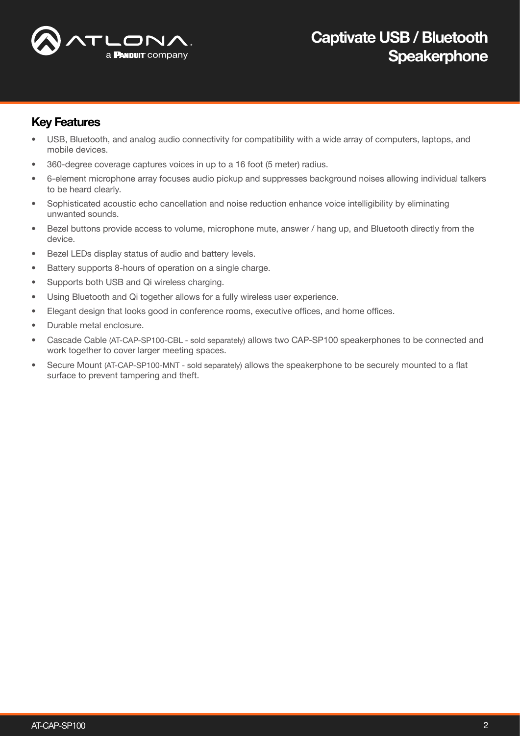## Key Features

- USB, Bluetooth, and analog audio connectivity for compatibility with a wide array of computers, laptops, and mobile devices.
- 360-degree coverage captures voices in up to a 16 foot (5 meter) radius.
- 6-element microphone array focuses audio pickup and suppresses background noises allowing individual talkers to be heard clearly.
- Sophisticated acoustic echo cancellation and noise reduction enhance voice intelligibility by eliminating unwanted sounds.
- Bezel buttons provide access to volume, microphone mute, answer / hang up, and Bluetooth directly from the device.
- Bezel LEDs display status of audio and battery levels.
- Battery supports 8-hours of operation on a single charge.
- Supports both USB and Qi wireless charging.
- Using Bluetooth and Qi together allows for a fully wireless user experience.
- Elegant design that looks good in conference rooms, executive offices, and home offices.
- Durable metal enclosure.
- Cascade Cable (AT-CAP-SP100-CBL - sold separately) allows two CAP-SP100 speakerphones to be connected and work together to cover larger meeting spaces.
- Secure Mount (AT-CAP-SP100-MNT - sold separately) allows the speakerphone to be securely mounted to a flat surface to prevent tampering and theft.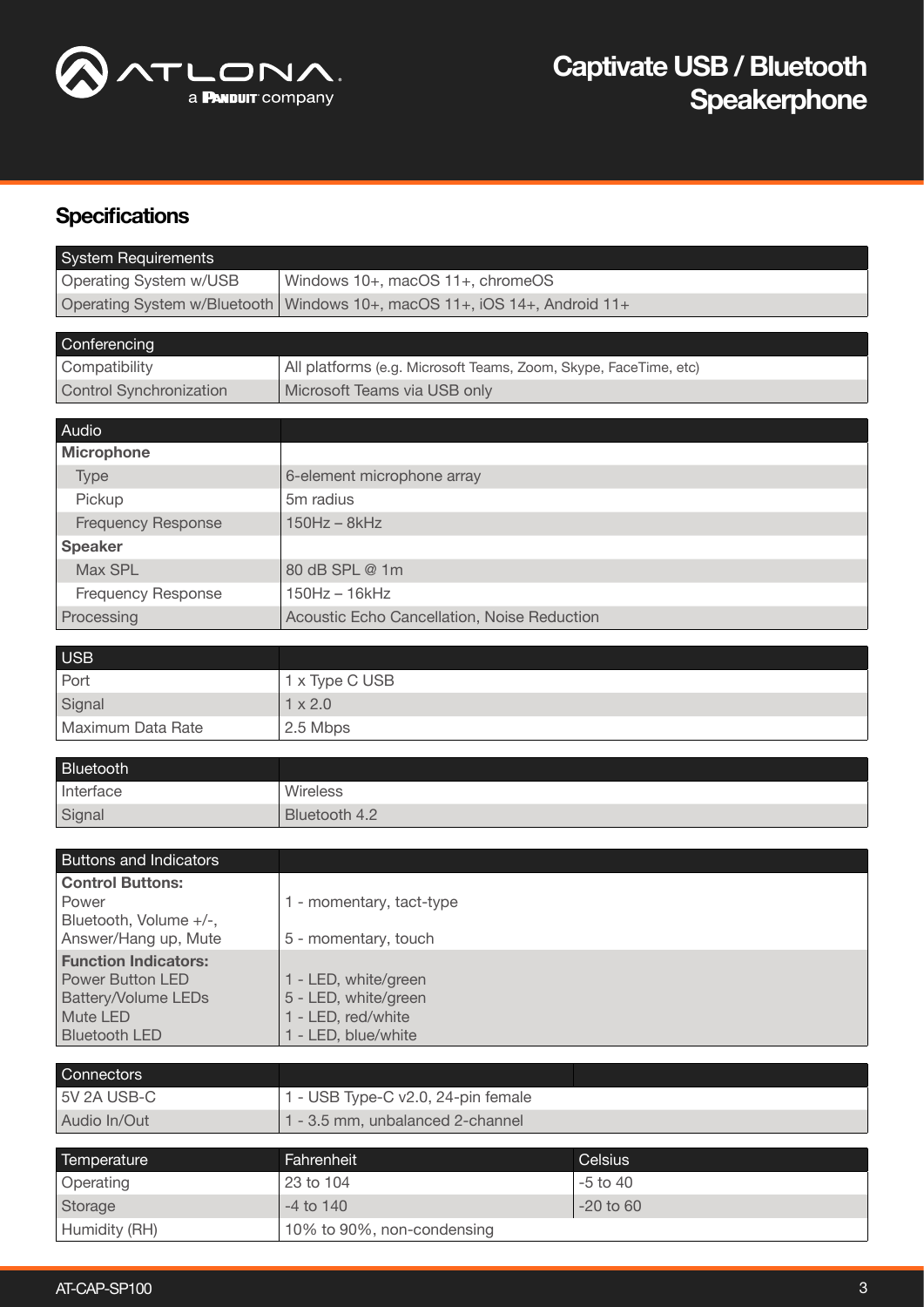## Specifications

| System Requirements | |
|---|---|
| Operating System w/USB | Windows 10+, macOS 11+, chromeOS |
| Operating System w/Bluetooth | Windows 10+, macOS 11+, iOS 14+, Android 11+ |

| Conferencing | |
|---|---|
| Compatibility | All platforms (e.g. Microsoft Teams, Zoom, Skype, FaceTime, etc) |
| Control Synchronization | Microsoft Teams via USB only |

| Audio | |
|---|---|
| **Microphone** | |
| Type | 6-element microphone array |
| Pickup | 5m radius |
| Frequency Response | 150Hz – 8kHz |
| **Speaker** | |
| Max SPL | 80 dB SPL @ 1m |
| Frequency Response | 150Hz – 16kHz |
| Processing | Acoustic Echo Cancellation, Noise Reduction |

| USB | |
|---|---|
| Port | 1 x Type C USB |
| Signal | 1 x 2.0 |
| Maximum Data Rate | 2.5 Mbps |

| Bluetooth | |
|---|---|
| Interface | Wireless |
| Signal | Bluetooth 4.2 |

| Buttons and Indicators | |
|---|---|
| **Control Buttons:** | |
| Power | 1 - momentary, tact-type |
| Bluetooth, Volume +/-, Answer/Hang up, Mute | 5 - momentary, touch |
| **Function Indicators:** | |
| Power Button LED | 1 - LED, white/green |
| Battery/Volume LEDs | 5 - LED, white/green |
| Mute LED | 1 - LED, red/white |
| Bluetooth LED | 1 - LED, blue/white |

| Connectors | |
|---|---|
| 5V 2A USB-C | 1 - USB Type-C v2.0, 24-pin female |
| Audio In/Out | 1 - 3.5 mm, unbalanced 2-channel |

| Temperature | Fahrenheit | Celsius |
|---|---|---|
| Operating | 23 to 104 | -5 to 40 |
| Storage | -4 to 140 | -20 to 60 |
| Humidity (RH) | 10% to 90%, non-condensing | |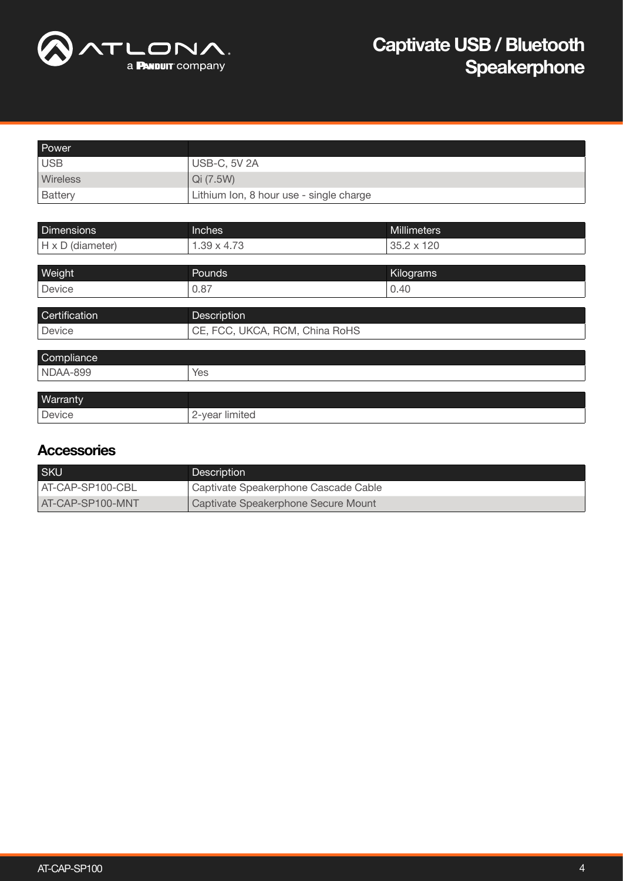| Power | |
| --- | --- |
| USB | USB-C, 5V 2A |
| Wireless | Qi (7.5W) |
| Battery | Lithium Ion, 8 hour use - single charge |

| Dimensions | Inches | Millimeters |
| --- | --- | --- |
| H x D (diameter) | 1.39 x 4.73 | 35.2 x 120 |

| Weight | Pounds | Kilograms |
| --- | --- | --- |
| Device | 0.87 | 0.40 |

| Certification | Description |
| --- | --- |
| Device | CE, FCC, UKCA, RCM, China RoHS |

| Compliance | |
| --- | --- |
| NDAA-899 | Yes |

| Warranty | |
| --- | --- |
| Device | 2-year limited |

## Accessories

| SKU | Description |
| --- | --- |
| AT-CAP-SP100-CBL | Captivate Speakerphone Cascade Cable |
| AT-CAP-SP100-MNT | Captivate Speakerphone Secure Mount |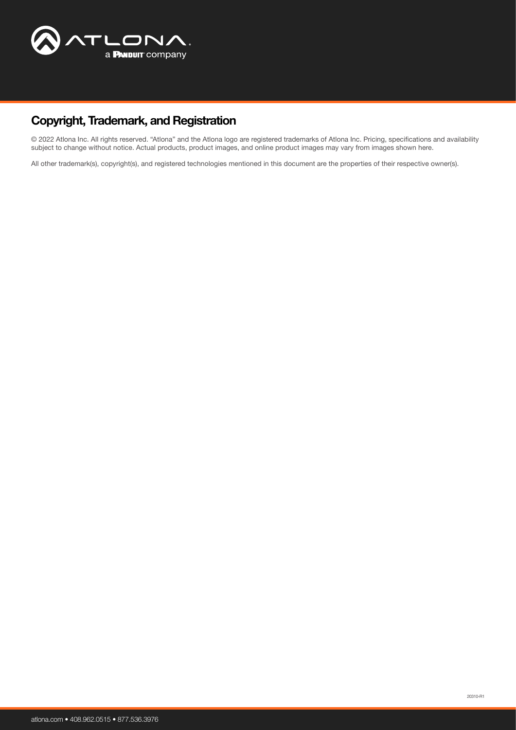## Copyright, Trademark, and Registration

© 2022 Atlona Inc. All rights reserved. "Atlona" and the Atlona logo are registered trademarks of Atlona Inc. Pricing, specifications and availability subject to change without notice. Actual products, product images, and online product images may vary from images shown here.

All other trademark(s), copyright(s), and registered technologies mentioned in this document are the properties of their respective owner(s).

20310-R1

atlona.com • 408.962.0515 • 877.536.3976